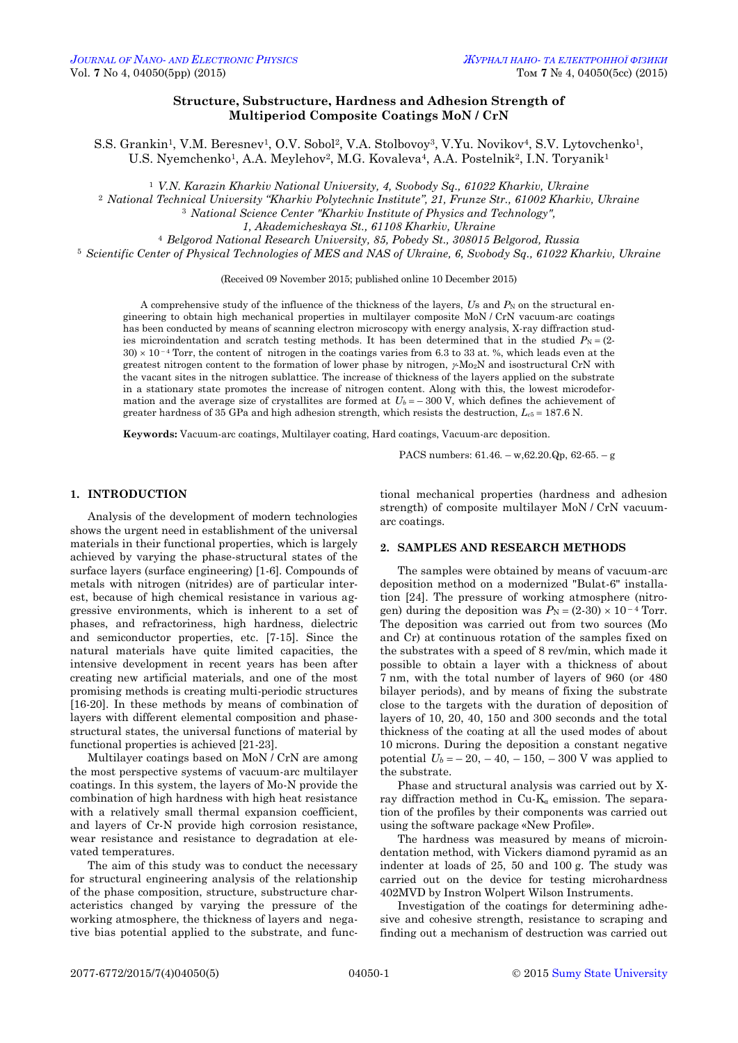# Structure, Substructure, Hardness and Adhesion Strength of Multiperiod Composite Coatings MoN / CrN

S.S. Grankin[1], V.M. Beresnev[1], O.V. Sobol[2], V.A. Stolbovoy[3], V.Yu. Novikov[4], S.V. Lytovchenko[1], U.S. Nyemchenko[1], A.A. Meylehov[2], M.G. Kovaleva[4], A.A. Postelnik[2], I.N. Toryanik[1]

[1] *V.N. Karazin Kharkiv National University, 4, Svobody Sq., 61022 Kharkiv, Ukraine*
[2] *National Technical University "Kharkiv Polytechnic Institute", 21, Frunze Str., 61002 Kharkiv, Ukraine*
[3] *National Science Center "Kharkiv Institute of Physics and Technology", 1, Akademicheskaya St., 61108 Kharkiv, Ukraine*
[4] *Belgorod National Research University, 85, Pobedy St., 308015 Belgorod, Russia*
[5] *Scientific Center of Physical Technologies of MES and NAS of Ukraine, 6, Svobody Sq., 61022 Kharkiv, Ukraine*

(Received 09 November 2015; published online 10 December 2015)

A comprehensive study of the influence of the thickness of the layers, $U$s and $P_N$ on the structural engineering to obtain high mechanical properties in multilayer composite MoN / CrN vacuum-arc coatings has been conducted by means of scanning electron microscopy with energy analysis, X-ray diffraction studies microindentation and scratch testing methods. It has been determined that in the studied $P_N = (2\text{-}30) \times 10^{-4}$ Torr, the content of nitrogen in the coatings varies from 6.3 to 33 at. %, which leads even at the greatest nitrogen content to the formation of lower phase by nitrogen, $\gamma$-$Mo_2N$ and isostructural CrN with the vacant sites in the nitrogen sublattice. The increase of thickness of the layers applied on the substrate in a stationary state promotes the increase of nitrogen content. Along with this, the lowest microdeformation and the average size of crystallites are formed at $U_b = -300$ V, which defines the achievement of greater hardness of 35 GPa and high adhesion strength, which resists the destruction, $L_{c5} = 187.6$ N.

**Keywords:** Vacuum-arc coatings, Multilayer coating, Hard coatings, Vacuum-arc deposition.

PACS numbers: 61.46. – w,62.20.Qp, 62-65. – g

## 1. INTRODUCTION

Analysis of the development of modern technologies shows the urgent need in establishment of the universal materials in their functional properties, which is largely achieved by varying the phase-structural states of the surface layers (surface engineering) [1-6]. Compounds of metals with nitrogen (nitrides) are of particular interest, because of high chemical resistance in various aggressive environments, which is inherent to a set of phases, and refractoriness, high hardness, dielectric and semiconductor properties, etc. [7-15]. Since the natural materials have quite limited capacities, the intensive development in recent years has been after creating new artificial materials, and one of the most promising methods is creating multi-periodic structures [16-20]. In these methods by means of combination of layers with different elemental composition and phase-structural states, the universal functions of material by functional properties is achieved [21-23].

Multilayer coatings based on MoN / CrN are among the most perspective systems of vacuum-arc multilayer coatings. In this system, the layers of Mo-N provide the combination of high hardness with high heat resistance with a relatively small thermal expansion coefficient, and layers of Cr-N provide high corrosion resistance, wear resistance and resistance to degradation at elevated temperatures.

The aim of this study was to conduct the necessary for structural engineering analysis of the relationship of the phase composition, structure, substructure characteristics changed by varying the pressure of the working atmosphere, the thickness of layers and negative bias potential applied to the substrate, and functional mechanical properties (hardness and adhesion strength) of composite multilayer MoN / CrN vacuum-arc coatings.

## 2. SAMPLES AND RESEARCH METHODS

The samples were obtained by means of vacuum-arc deposition method on a modernized "Bulat-6" installation [24]. The pressure of working atmosphere (nitrogen) during the deposition was $P_N = (2\text{-}30) \times 10^{-4}$ Torr. The deposition was carried out from two sources (Mo and Cr) at continuous rotation of the samples fixed on the substrates with a speed of 8 rev/min, which made it possible to obtain a layer with a thickness of about 7 nm, with the total number of layers of 960 (or 480 bilayer periods), and by means of fixing the substrate close to the targets with the duration of deposition of layers of 10, 20, 40, 150 and 300 seconds and the total thickness of the coating at all the used modes of about 10 microns. During the deposition a constant negative potential $U_b = -20, -40, -150, -300$ V was applied to the substrate.

Phase and structural analysis was carried out by X-ray diffraction method in Cu-$K_\alpha$ emission. The separation of the profiles by their components was carried out using the software package «New Profile».

The hardness was measured by means of microindentation method, with Vickers diamond pyramid as an indenter at loads of 25, 50 and 100 g. The study was carried out on the device for testing microhardness 402MVD by Instron Wolpert Wilson Instruments.

Investigation of the coatings for determining adhesive and cohesive strength, resistance to scraping and finding out a mechanism of destruction was carried out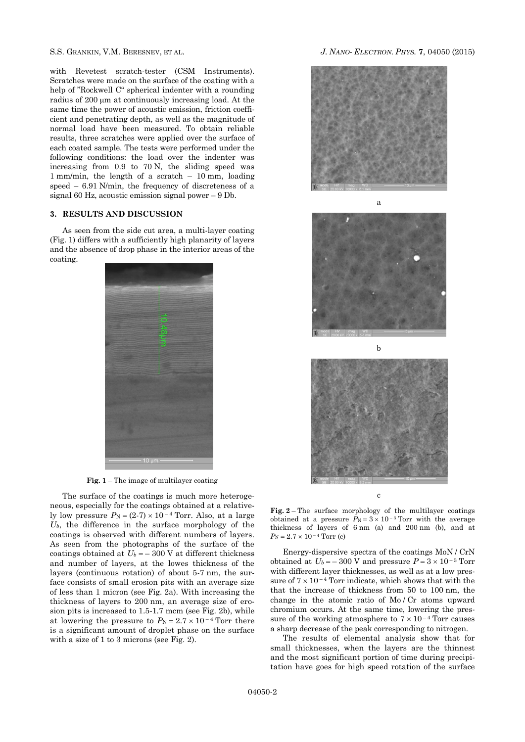with Revetest scratch-tester (CSM Instruments). Scratches were made on the surface of the coating with a help of "Rockwell C" spherical indenter with a rounding radius of 200 μm at continuously increasing load. At the same time the power of acoustic emission, friction coefficient and penetrating depth, as well as the magnitude of normal load have been measured. To obtain reliable results, three scratches were applied over the surface of each coated sample. The tests were performed under the following conditions: the load over the indenter was increasing from 0.9 to 70 N, the sliding speed was 1 mm/min, the length of a scratch – 10 mm, loading speed – 6.91 N/min, the frequency of discreteness of a signal 60 Hz, acoustic emission signal power – 9 Db.

## 3. RESULTS AND DISCUSSION

As seen from the side cut area, a multi-layer coating (Fig. 1) differs with a sufficiently high planarity of layers and the absence of drop phase in the interior areas of the coating.

**Fig. 1** – The image of multilayer coating

The surface of the coatings is much more heterogeneous, especially for the coatings obtained at a relatively low pressure $P_N = (2\text{-}7) \times 10^{-4}$ Torr. Also, at a large $U_b$, the difference in the surface morphology of the coatings is observed with different numbers of layers. As seen from the photographs of the surface of the coatings obtained at $U_b = -300$ V at different thickness and number of layers, at the lowes thickness of the layers (continuous rotation) of about 5-7 nm, the surface consists of small erosion pits with an average size of less than 1 micron (see Fig. 2a). With increasing the thickness of layers to 200 nm, an average size of erosion pits is increased to 1.5-1.7 mcm (see Fig. 2b), while at lowering the pressure to $P_N = 2.7 \times 10^{-4}$ Torr there is a significant amount of droplet phase on the surface with a size of 1 to 3 microns (see Fig. 2).

a

b

c

**Fig. 2** – The surface morphology of the multilayer coatings obtained at a pressure $P_N = 3 \times 10^{-3}$ Torr with the average thickness of layers of 6 nm (a) and 200 nm (b), and at $P_N = 2.7 \times 10^{-4}$ Torr (c)

Energy-dispersive spectra of the coatings MoN / CrN obtained at $U_b = -300$ V and pressure $P = 3 \times 10^{-3}$ Torr with different layer thicknesses, as well as at a low pressure of $7 \times 10^{-4}$ Torr indicate, which shows that with the that the increase of thickness from 50 to 100 nm, the change in the atomic ratio of Mo / Cr atoms upward chromium occurs. At the same time, lowering the pressure of the working atmosphere to $7 \times 10^{-4}$ Torr causes a sharp decrease of the peak corresponding to nitrogen.

The results of elemental analysis show that for small thicknesses, when the layers are the thinnest and the most significant portion of time during precipitation have goes for high speed rotation of the surface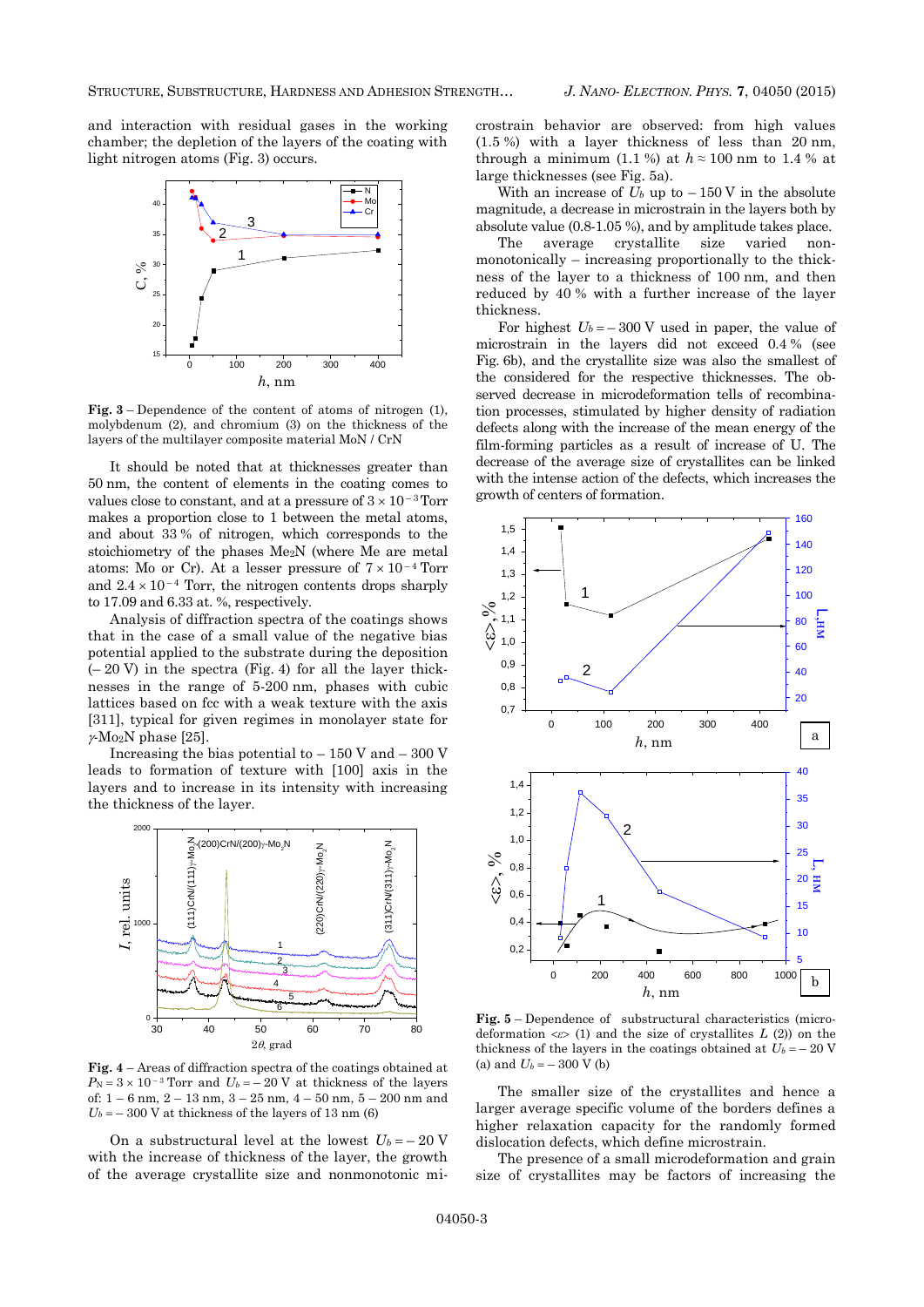and interaction with residual gases in the working chamber; the depletion of the layers of the coating with light nitrogen atoms (Fig. 3) occurs.

**Fig. 3** – Dependence of the content of atoms of nitrogen (1), molybdenum (2), and chromium (3) on the thickness of the layers of the multilayer composite material MoN / CrN

It should be noted that at thicknesses greater than 50 nm, the content of elements in the coating comes to values close to constant, and at a pressure of $3 \times 10^{-3}$ Torr makes a proportion close to 1 between the metal atoms, and about 33 % of nitrogen, which corresponds to the stoichiometry of the phases $Me_2N$ (where Me are metal atoms: Mo or Cr). At a lesser pressure of $7 \times 10^{-4}$ Torr and $2.4 \times 10^{-4}$ Torr, the nitrogen contents drops sharply to 17.09 and 6.33 at. %, respectively.

Analysis of diffraction spectra of the coatings shows that in the case of a small value of the negative bias potential applied to the substrate during the deposition (– 20 V) in the spectra (Fig. 4) for all the layer thicknesses in the range of 5-200 nm, phases with cubic lattices based on fcc with a weak texture with the axis [311], typical for given regimes in monolayer state for $\gamma$-$Mo_2N$ phase [25].

Increasing the bias potential to – 150 V and – 300 V leads to formation of texture with [100] axis in the layers and to increase in its intensity with increasing the thickness of the layer.

**Fig. 4** – Areas of diffraction spectra of the coatings obtained at $P_N = 3 \times 10^{-3}$ Torr and $U_b = -20$ V at thickness of the layers of: 1 – 6 nm, 2 – 13 nm, 3 – 25 nm, 4 – 50 nm, 5 – 200 nm and $U_b = -300$ V at thickness of the layers of 13 nm (6)

On a substructural level at the lowest $U_b = -20$ V with the increase of thickness of the layer, the growth of the average crystallite size and nonmonotonic microstrain behavior are observed: from high values (1.5 %) with a layer thickness of less than 20 nm, through a minimum (1.1 %) at $h \approx 100$ nm to 1.4 % at large thicknesses (see Fig. 5a).

With an increase of $U_b$ up to – 150 V in the absolute magnitude, a decrease in microstrain in the layers both by absolute value (0.8-1.05 %), and by amplitude takes place.

The average crystallite size varied non-monotonically – increasing proportionally to the thickness of the layer to a thickness of 100 nm, and then reduced by 40 % with a further increase of the layer thickness.

For highest $U_b = -300$ V used in paper, the value of microstrain in the layers did not exceed 0.4 % (see Fig. 6b), and the crystallite size was also the smallest of the considered for the respective thicknesses. The observed decrease in microdeformation tells of recombination processes, stimulated by higher density of radiation defects along with the increase of the mean energy of the film-forming particles as a result of increase of U. The decrease of the average size of crystallites can be linked with the intense action of the defects, which increases the growth of centers of formation.

**Fig. 5** – Dependence of substructural characteristics (microdeformation $\langle\varepsilon\rangle$ (1) and the size of crystallites $L$ (2)) on the thickness of the layers in the coatings obtained at $U_b = -20$ V (a) and $U_b = -300$ V (b)

The smaller size of the crystallites and hence a larger average specific volume of the borders defines a higher relaxation capacity for the randomly formed dislocation defects, which define microstrain.

The presence of a small microdeformation and grain size of crystallites may be factors of increasing the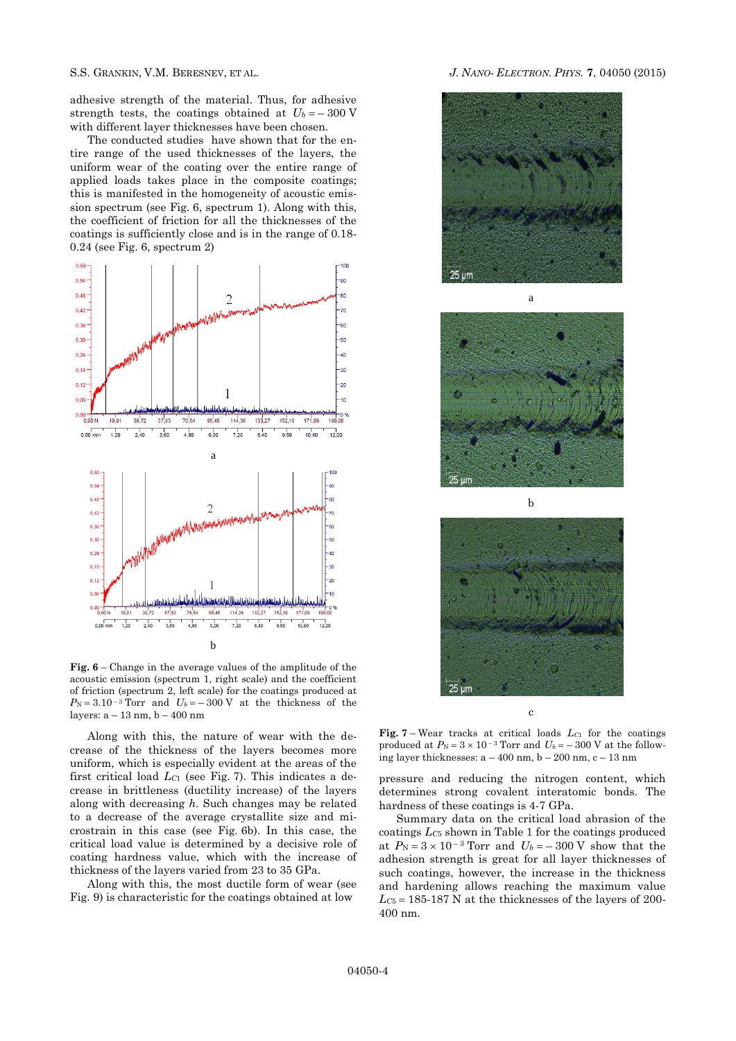adhesive strength of the material. Thus, for adhesive strength tests, the coatings obtained at $U_b = -300$ V with different layer thicknesses have been chosen.

The conducted studies have shown that for the entire range of the used thicknesses of the layers, the uniform wear of the coating over the entire range of applied loads takes place in the composite coatings; this is manifested in the homogeneity of acoustic emission spectrum (see Fig. 6, spectrum 1). Along with this, the coefficient of friction for all the thicknesses of the coatings is sufficiently close and is in the range of 0.18-0.24 (see Fig. 6, spectrum 2)

**Fig. 6** – Change in the average values of the amplitude of the acoustic emission (spectrum 1, right scale) and the coefficient of friction (spectrum 2, left scale) for the coatings produced at $P_N = 3.10^{-3}$ Torr and $U_b = -300$ V at the thickness of the layers: a – 13 nm, b – 400 nm

Along with this, the nature of wear with the decrease of the thickness of the layers becomes more uniform, which is especially evident at the areas of the first critical load $L_{C1}$ (see Fig. 7). This indicates a decrease in brittleness (ductility increase) of the layers along with decreasing $h$. Such changes may be related to a decrease of the average crystallite size and microstrain in this case (see Fig. 6b). In this case, the critical load value is determined by a decisive role of coating hardness value, which with the increase of thickness of the layers varied from 23 to 35 GPa.

Along with this, the most ductile form of wear (see Fig. 9) is characteristic for the coatings obtained at low pressure and reducing the nitrogen content, which determines strong covalent interatomic bonds. The hardness of these coatings is 4-7 GPa.

**Fig. 7** – Wear tracks at critical loads $L_{C1}$ for the coatings produced at $P_N = 3 \times 10^{-3}$ Torr and $U_b = -300$ V at the following layer thicknesses: a – 400 nm, b – 200 nm, c – 13 nm

Summary data on the critical load abrasion of the coatings $L_{C5}$ shown in Table 1 for the coatings produced at $P_N = 3 \times 10^{-3}$ Torr and $U_b = -300$ V show that the adhesion strength is great for all layer thicknesses of such coatings, however, the increase in the thickness and hardening allows reaching the maximum value $L_{C5} = 185$-$187$ N at the thicknesses of the layers of 200-400 nm.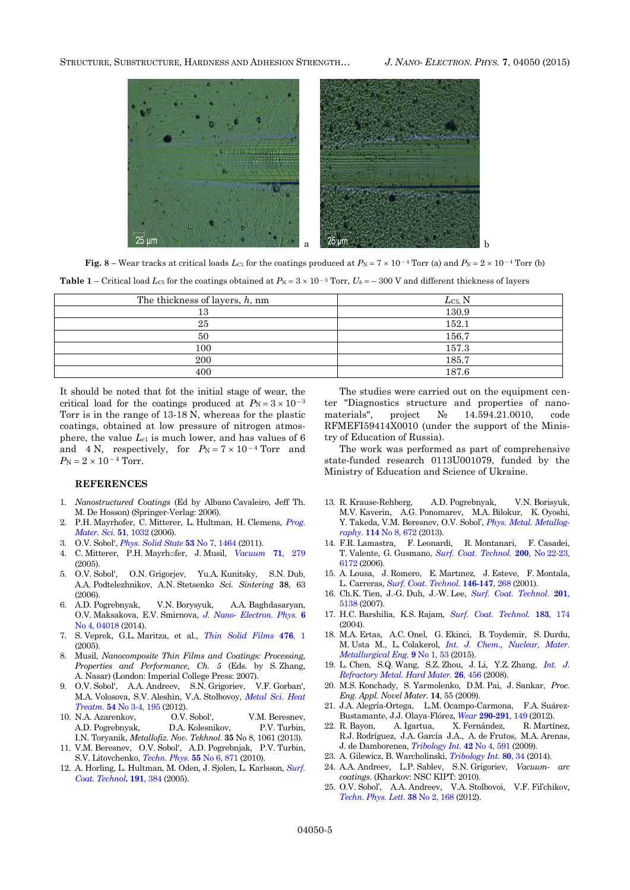Fig. 8 – Wear tracks at critical loads $L_{C1}$ for the coatings produced at $P_N = 7 \times 10^{-4}$ Torr (a) and $P_N = 2 \times 10^{-4}$ Torr (b)

**Table 1** – Critical load $L_{C5}$ for the coatings obtained at $P_N = 3 \times 10^{-3}$ Torr, $U_b = -300$ V and different thickness of layers

| The thickness of layers, $h$, nm | $L_{C5}$, N |
|---|---|
| 13 | 130.9 |
| 25 | 152.1 |
| 50 | 156.7 |
| 100 | 157.3 |
| 200 | 185.7 |
| 400 | 187.6 |

It should be noted that fot the initial stage of wear, the critical load for the coatings produced at $P_N = 3 \times 10^{-3}$ Torr is in the range of 13-18 N, whereas for the plastic coatings, obtained at low pressure of nitrogen atmosphere, the value $L_{c1}$ is much lower, and has values of 6 and 4 N, respectively, for $P_N = 7 \times 10^{-4}$ Torr and $P_N = 2 \times 10^{-4}$ Torr.

The studies were carried out on the equipment center "Diagnostics structure and properties of nanomaterials", project № 14.594.21.0010, code RFMEFI59414X0010 (under the support of the Ministry of Education of Russia).

The work was performed as part of comprehensive state-funded research 0113U001079, funded by the Ministry of Education and Science of Ukraine.

## REFERENCES

1. *Nanostructured Coatings* (Ed by Albano Cavaleiro, Jeff Th. M. De Hosson) (Springer-Verlag: 2006).
2. P.H. Mayrhofer, C. Mitterer, L. Hultman, H. Clemens, *Prog. Mater. Sci.* **51**, 1032 (2006).
3. O.V. Sobol′, *Phys. Solid State* **53** No 7, 1464 (2011).
4. C. Mitterer, P.H. Mayrhofer, J. Musil, *Vacuum* **71**, 279 (2005).
5. O.V. Sobol′, O.N. Grigorjev, Yu.A. Kunitsky, S.N. Dub, A.A. Podtelezhnikov, A.N. Stetsenko *Sci. Sintering* **38**, 63 (2006).
6. A.D. Pogrebnyak, V.N. Borysyuk, A.A. Baghdasaryan, O.V. Maksakova, E.V. Smirnova, *J. Nano- Electron. Phys.* **6** No 4, 04018 (2014).
7. S. Veprek, G.L. Maritza, et al., *Thin Solid Films* **476**, 1 (2005).
8. Musil, *Nanocomposite Thin Films and Coatings: Processing, Properties and Performance, Ch. 5* (Eds. by S. Zhang, A. Nasar) (London: Imperial College Press: 2007).
9. O.V. Sobol′, A.A. Andreev, S.N. Grigoriev, V.F. Gorban′, M.A. Volosova, S.V. Aleshin, V.A. Stolbovoy, *Metal Sci. Heat Treatm.* **54** No 3-4, 195 (2012).
10. N.A. Azarenkov, O.V. Sobol′, V.M. Beresnev, A.D. Pogrebnyak, D.A. Kolesnikov, P.V. Turbin, I.N. Toryanik, *Metallofiz. Nov. Tekhnol.* **35** No 8, 1061 (2013).
11. V.M. Beresnev, O.V. Sobol′, A.D. Pogrebnjak, P.V. Turbin, S.V. Litovchenko, *Techn. Phys.* **55** No 6, 871 (2010).
12. A. Horling, L. Hultman, M. Oden, J. Sjolen, L. Karlsson, *Surf. Coat. Technol.* **191**, 384 (2005).
13. R. Krause-Rehberg, A.D. Pogrebnyak, V.N. Borisyuk, M.V. Kaverin, A.G. Ponomarev, M.A. Bilokur, K. Oyoshi, Y. Takeda, V.M. Beresnev, O.V. Sobol′, *Phys. Metal. Metallography.* **114** No 8, 672 (2013).
14. F.R. Lamastra, F. Leonardi, R. Montanari, F. Casadei, T. Valente, G. Gusmano, *Surf. Coat. Technol.* **200**, No 22-23, 6172 (2006).
15. A. Lousa, J. Romero, E. Martınez, J. Esteve, F. Montala, L. Carreras, *Surf. Coat. Technol.* **146-147**, 268 (2001).
16. Ch.K. Tien, J.-G. Duh, J.-W. Lee, *Surf. Coat. Technol.* **201**, 5138 (2007).
17. H.C. Barshilia, K.S. Rajam, *Surf. Coat. Technol.* **183**, 174 (2004).
18. M.A. Ertas, A.C. Onel, G. Ekinci, B. Toydemir, S. Durdu, M. Usta M., L. Colakerol, *Int. J. Chem., Nuclear, Mater. Metallurgical Eng.* **9** No 1, 53 (2015).
19. L. Chen, S.Q. Wang, S.Z. Zhou, J. Li, Y.Z. Zhang, *Int. J. Refractory Metal. Hard Mater.* **26**, 456 (2008).
20. M.S. Konchady, S. Yarmolenko, D.M. Pai, J. Sankar, *Proc. Eng. Appl. Novel Mater.* **14**, 55 (2009).
21. J.A. Alegría-Ortega, L.M. Ocampo-Carmona, F.A. Suárez-Bustamante, J.J. Olaya-Flórez, *Wear* **290-291**, 149 (2012).
22. R. Bayon, A. Igartua, X. Fernández, R. Martínez, R.J. Rodríguez, J.A. García J.A., A. de Frutos, M.A. Arenas, J. de Damborenea, *Tribology Int.* **42** No 4, 591 (2009).
23. A. Gilewicz, B. Warcholinski, *Tribology Int.* **80**, 34 (2014).
24. A.A. Andreev, L.P. Sablev, S.N. Grigoriev, *Vacuum- arc coatings*. (Kharkov: NSC KIPT: 2010).
25. O.V. Sobol', A.A. Andreev, V.A. Stolbovoi, V.F. Fil'chikov, *Techn. Phys. Lett.* **38** No 2, 168 (2012).